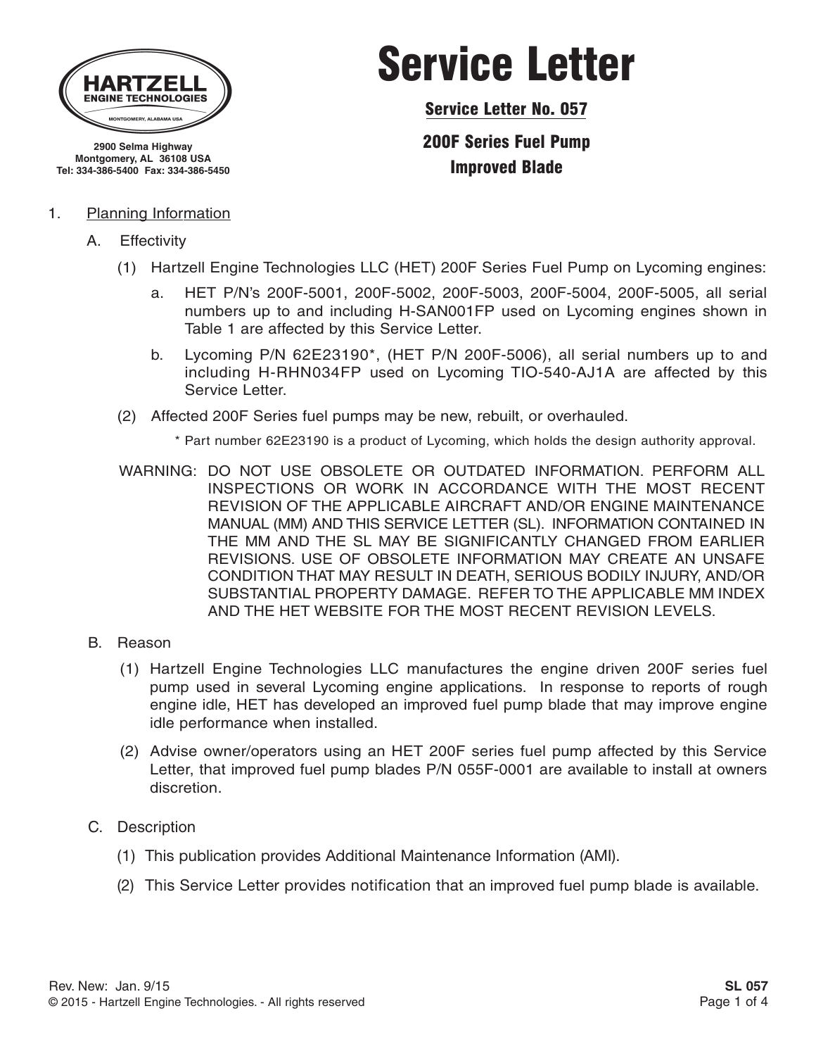HARTZELL ENGINE TECHNOLOGIES
MONTGOMERY, ALABAMA USA

2900 Selma Highway
Montgomery, AL 36108 USA
Tel: 334-386-5400 Fax: 334-386-5450

# Service Letter

## Service Letter No. 057

## 200F Series Fuel Pump Improved Blade

1. Planning Information

   A. Effectivity

      (1) Hartzell Engine Technologies LLC (HET) 200F Series Fuel Pump on Lycoming engines:

         a. HET P/N's 200F-5001, 200F-5002, 200F-5003, 200F-5004, 200F-5005, all serial numbers up to and including H-SAN001FP used on Lycoming engines shown in Table 1 are affected by this Service Letter.

         b. Lycoming P/N 62E23190*, (HET P/N 200F-5006), all serial numbers up to and including H-RHN034FP used on Lycoming TIO-540-AJ1A are affected by this Service Letter.

      (2) Affected 200F Series fuel pumps may be new, rebuilt, or overhauled.

      \* Part number 62E23190 is a product of Lycoming, which holds the design authority approval.

   WARNING: DO NOT USE OBSOLETE OR OUTDATED INFORMATION. PERFORM ALL INSPECTIONS OR WORK IN ACCORDANCE WITH THE MOST RECENT REVISION OF THE APPLICABLE AIRCRAFT AND/OR ENGINE MAINTENANCE MANUAL (MM) AND THIS SERVICE LETTER (SL). INFORMATION CONTAINED IN THE MM AND THE SL MAY BE SIGNIFICANTLY CHANGED FROM EARLIER REVISIONS. USE OF OBSOLETE INFORMATION MAY CREATE AN UNSAFE CONDITION THAT MAY RESULT IN DEATH, SERIOUS BODILY INJURY, AND/OR SUBSTANTIAL PROPERTY DAMAGE. REFER TO THE APPLICABLE MM INDEX AND THE HET WEBSITE FOR THE MOST RECENT REVISION LEVELS.

   B. Reason

      (1) Hartzell Engine Technologies LLC manufactures the engine driven 200F series fuel pump used in several Lycoming engine applications. In response to reports of rough engine idle, HET has developed an improved fuel pump blade that may improve engine idle performance when installed.

      (2) Advise owner/operators using an HET 200F series fuel pump affected by this Service Letter, that improved fuel pump blades P/N 055F-0001 are available to install at owners discretion.

   C. Description

      (1) This publication provides Additional Maintenance Information (AMI).

      (2) This Service Letter provides notification that an improved fuel pump blade is available.

Rev. New: Jan. 9/15
© 2015 - Hartzell Engine Technologies. - All rights reserved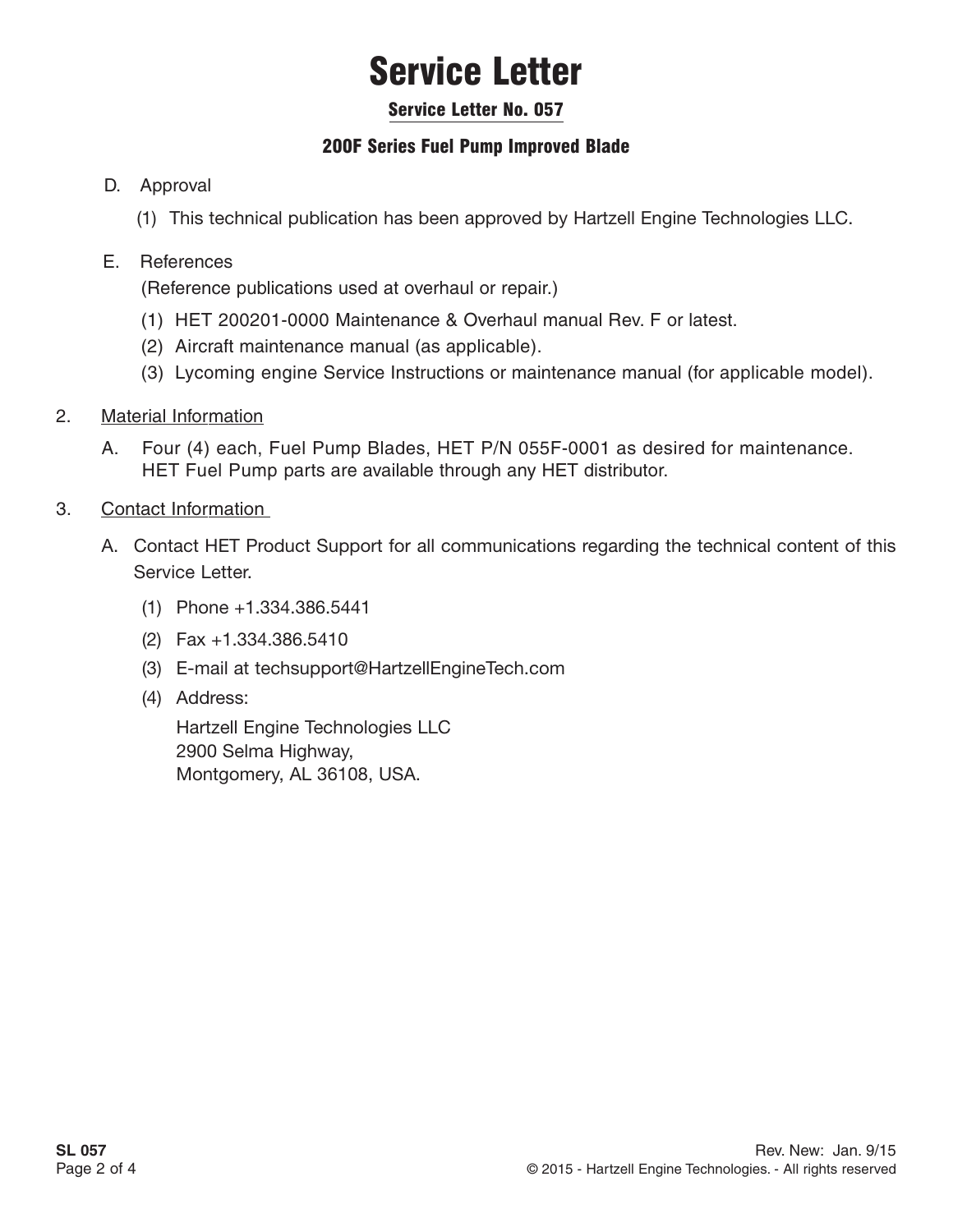# Service Letter

## Service Letter No. 057

### 200F Series Fuel Pump Improved Blade

D. Approval

(1) This technical publication has been approved by Hartzell Engine Technologies LLC.

E. References

(Reference publications used at overhaul or repair.)

(1) HET 200201-0000 Maintenance & Overhaul manual Rev. F or latest.

(2) Aircraft maintenance manual (as applicable).

(3) Lycoming engine Service Instructions or maintenance manual (for applicable model).

2. Material Information

A. Four (4) each, Fuel Pump Blades, HET P/N 055F-0001 as desired for maintenance. HET Fuel Pump parts are available through any HET distributor.

3. Contact Information

A. Contact HET Product Support for all communications regarding the technical content of this Service Letter.

(1) Phone +1.334.386.5441

(2) Fax +1.334.386.5410

(3) E-mail at techsupport@HartzellEngineTech.com

(4) Address:

Hartzell Engine Technologies LLC
2900 Selma Highway,
Montgomery, AL 36108, USA.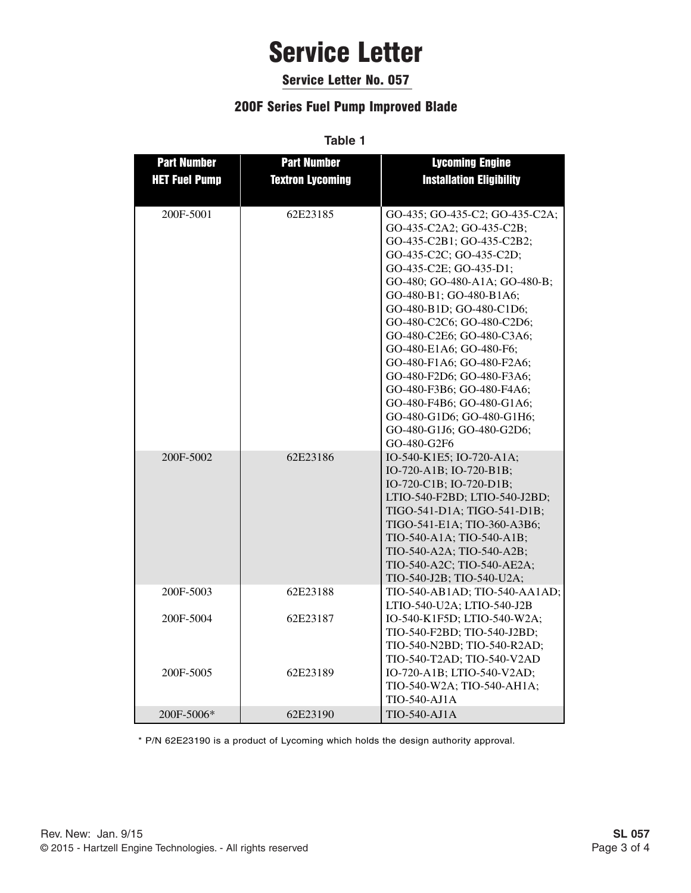# Service Letter

## Service Letter No. 057

### 200F Series Fuel Pump Improved Blade

**Table 1**

| Part Number HET Fuel Pump | Part Number Textron Lycoming | Lycoming Engine Installation Eligibility |
|---|---|---|
| 200F-5001 | 62E23185 | GO-435; GO-435-C2; GO-435-C2A; GO-435-C2A2; GO-435-C2B; GO-435-C2B1; GO-435-C2B2; GO-435-C2C; GO-435-C2D; GO-435-C2E; GO-435-D1; GO-480; GO-480-A1A; GO-480-B; GO-480-B1; GO-480-B1A6; GO-480-B1D; GO-480-C1D6; GO-480-C2C6; GO-480-C2D6; GO-480-C2E6; GO-480-C3A6; GO-480-E1A6; GO-480-F6; GO-480-F1A6; GO-480-F2A6; GO-480-F2D6; GO-480-F3A6; GO-480-F3B6; GO-480-F4A6; GO-480-F4B6; GO-480-G1A6; GO-480-G1D6; GO-480-G1H6; GO-480-G1J6; GO-480-G2D6; GO-480-G2F6 |
| 200F-5002 | 62E23186 | IO-540-K1E5; IO-720-A1A; IO-720-A1B; IO-720-B1B; IO-720-C1B; IO-720-D1B; LTIO-540-F2BD; LTIO-540-J2BD; TIGO-541-D1A; TIGO-541-D1B; TIGO-541-E1A; TIO-360-A3B6; TIO-540-A1A; TIO-540-A1B; TIO-540-A2A; TIO-540-A2B; TIO-540-A2C; TIO-540-AE2A; TIO-540-J2B; TIO-540-U2A; |
| 200F-5003 | 62E23188 | TIO-540-AB1AD; TIO-540-AA1AD; LTIO-540-U2A; LTIO-540-J2B |
| 200F-5004 | 62E23187 | IO-540-K1F5D; LTIO-540-W2A; TIO-540-F2BD; TIO-540-J2BD; TIO-540-N2BD; TIO-540-R2AD; TIO-540-T2AD; TIO-540-V2AD |
| 200F-5005 | 62E23189 | IO-720-A1B; LTIO-540-V2AD; TIO-540-W2A; TIO-540-AH1A; TIO-540-AJ1A |
| 200F-5006* | 62E23190 | TIO-540-AJ1A |

* P/N 62E23190 is a product of Lycoming which holds the design authority approval.

Rev. New: Jan. 9/15

© 2015 - Hartzell Engine Technologies. - All rights reserved

SL 057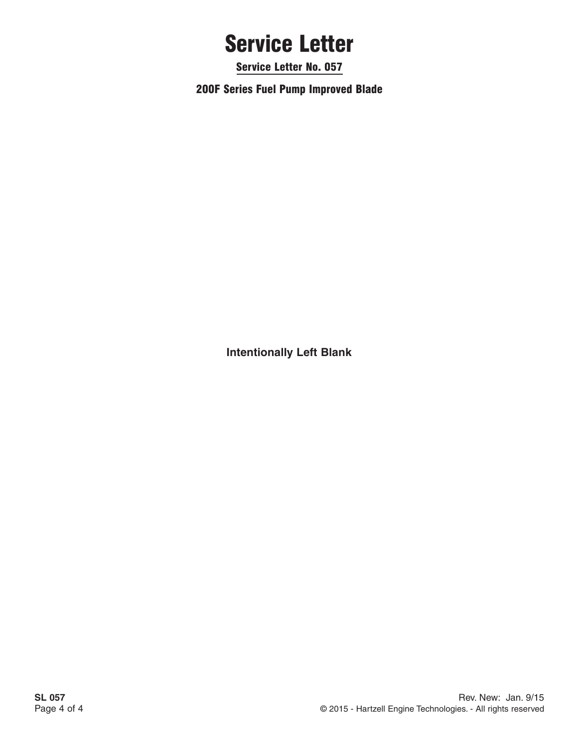# Service Letter

## Service Letter No. 057

### 200F Series Fuel Pump Improved Blade

**Intentionally Left Blank**